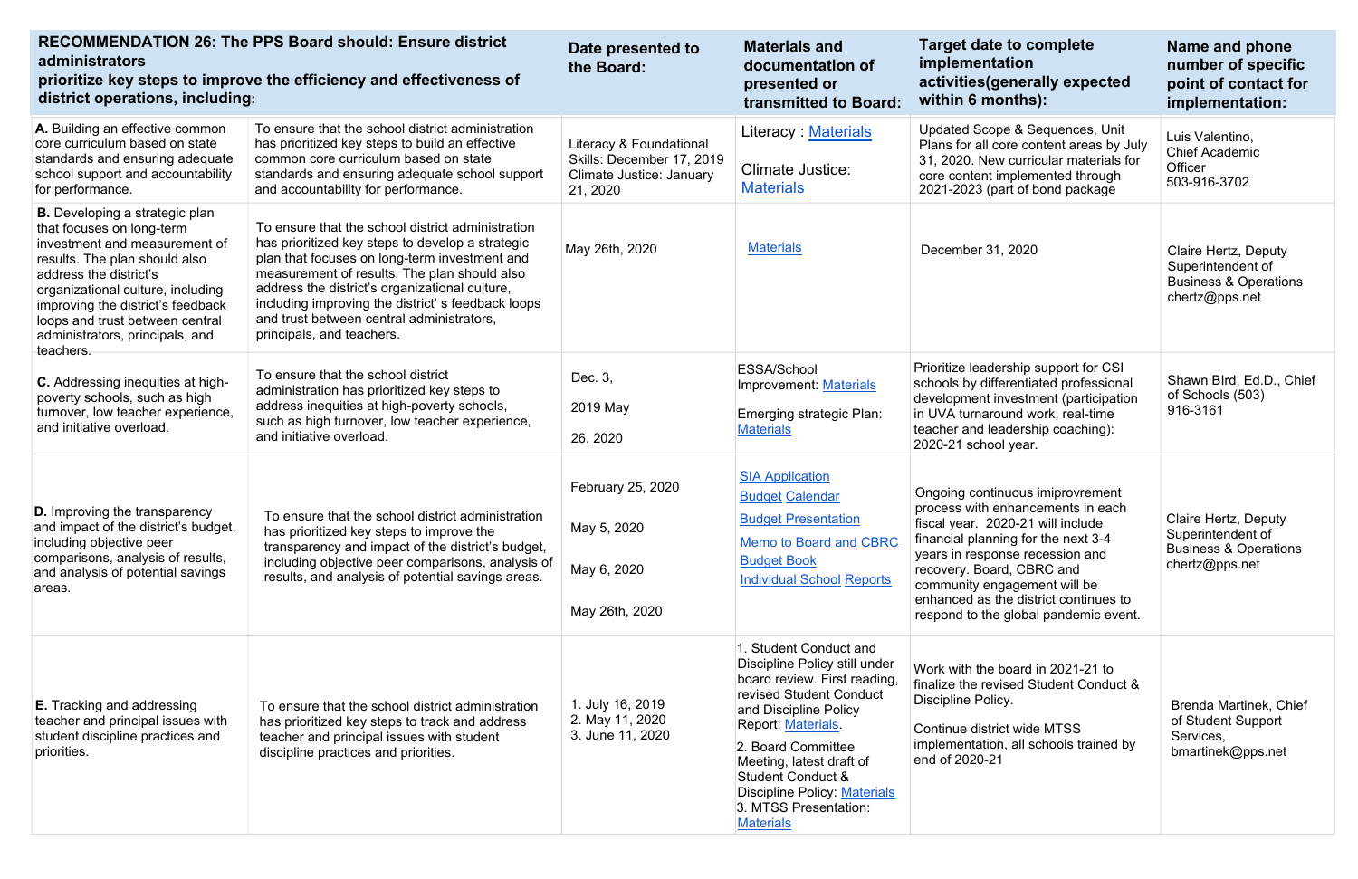| RECOMMENDATION 26: The PPS Board should: Ensure district administrators prioritize key steps to improve the efficiency and effectiveness of district operations, including: | | Date presented to the Board: | Materials and documentation of presented or transmitted to Board: | Target date to complete implementation activities(generally expected within 6 months): | Name and phone number of specific point of contact for implementation: |
|---|---|---|---|---|---|
| **A.** Building an effective common core curriculum based on state standards and ensuring adequate school support and accountability for performance. | To ensure that the school district administration has prioritized key steps to build an effective common core curriculum based on state standards and ensuring adequate school support and accountability for performance. | Literacy & Foundational Skills: December 17, 2019 Climate Justice: January 21, 2020 | Literacy : Materials<br><br>Climate Justice: Materials | Updated Scope & Sequences, Unit Plans for all core content areas by July 31, 2020. New curricular materials for core content implemented through 2021-2023 (part of bond package | Luis Valentino, Chief Academic Officer 503-916-3702 |
| **B.** Developing a strategic plan that focuses on long-term investment and measurement of results. The plan should also address the district's organizational culture, including improving the district's feedback loops and trust between central administrators, principals, and teachers. | To ensure that the school district administration has prioritized key steps to develop a strategic plan that focuses on long-term investment and measurement of results. The plan should also address the district's organizational culture, including improving the district' s feedback loops and trust between central administrators, principals, and teachers. | May 26th, 2020 | Materials | December 31, 2020 | Claire Hertz, Deputy Superintendent of Business & Operations chertz@pps.net |
| **C.** Addressing inequities at high-poverty schools, such as high turnover, low teacher experience, and initiative overload. | To ensure that the school district administration has prioritized key steps to address inequities at high-poverty schools, such as high turnover, low teacher experience, and initiative overload. | Dec. 3,<br><br>2019 May<br><br>26, 2020 | ESSA/School Improvement: Materials<br><br>Emerging strategic Plan: Materials | Prioritize leadership support for CSI schools by differentiated professional development investment (participation in UVA turnaround work, real-time teacher and leadership coaching): 2020-21 school year. | Shawn BIrd, Ed.D., Chief of Schools (503) 916-3161 |
| **D.** Improving the transparency and impact of the district's budget, including objective peer comparisons, analysis of results, and analysis of potential savings areas. | To ensure that the school district administration has prioritized key steps to improve the transparency and impact of the district's budget, including objective peer comparisons, analysis of results, and analysis of potential savings areas. | February 25, 2020<br><br>May 5, 2020<br><br>May 6, 2020<br><br>May 26th, 2020 | SIA Application<br>Budget Calendar<br>Budget Presentation<br>Memo to Board and CBRC<br>Budget Book<br>Individual School Reports | Ongoing continuous imiprovrement process with enhancements in each fiscal year. 2020-21 will include financial planning for the next 3-4 years in response recession and recovery. Board, CBRC and community engagement will be enhanced as the district continues to respond to the global pandemic event. | Claire Hertz, Deputy Superintendent of Business & Operations chertz@pps.net |
| **E.** Tracking and addressing teacher and principal issues with student discipline practices and priorities. | To ensure that the school district administration has prioritized key steps to track and address teacher and principal issues with student discipline practices and priorities. | 1. July 16, 2019<br>2. May 11, 2020<br>3. June 11, 2020 | 1. Student Conduct and Discipline Policy still under board review. First reading, revised Student Conduct and Discipline Policy Report: Materials.<br>2. Board Committee Meeting, latest draft of Student Conduct & Discipline Policy: Materials<br>3. MTSS Presentation: Materials | Work with the board in 2021-21 to finalize the revised Student Conduct & Discipline Policy.<br><br>Continue district wide MTSS implementation, all schools trained by end of 2020-21 | Brenda Martinek, Chief of Student Support Services, bmartinek@pps.net |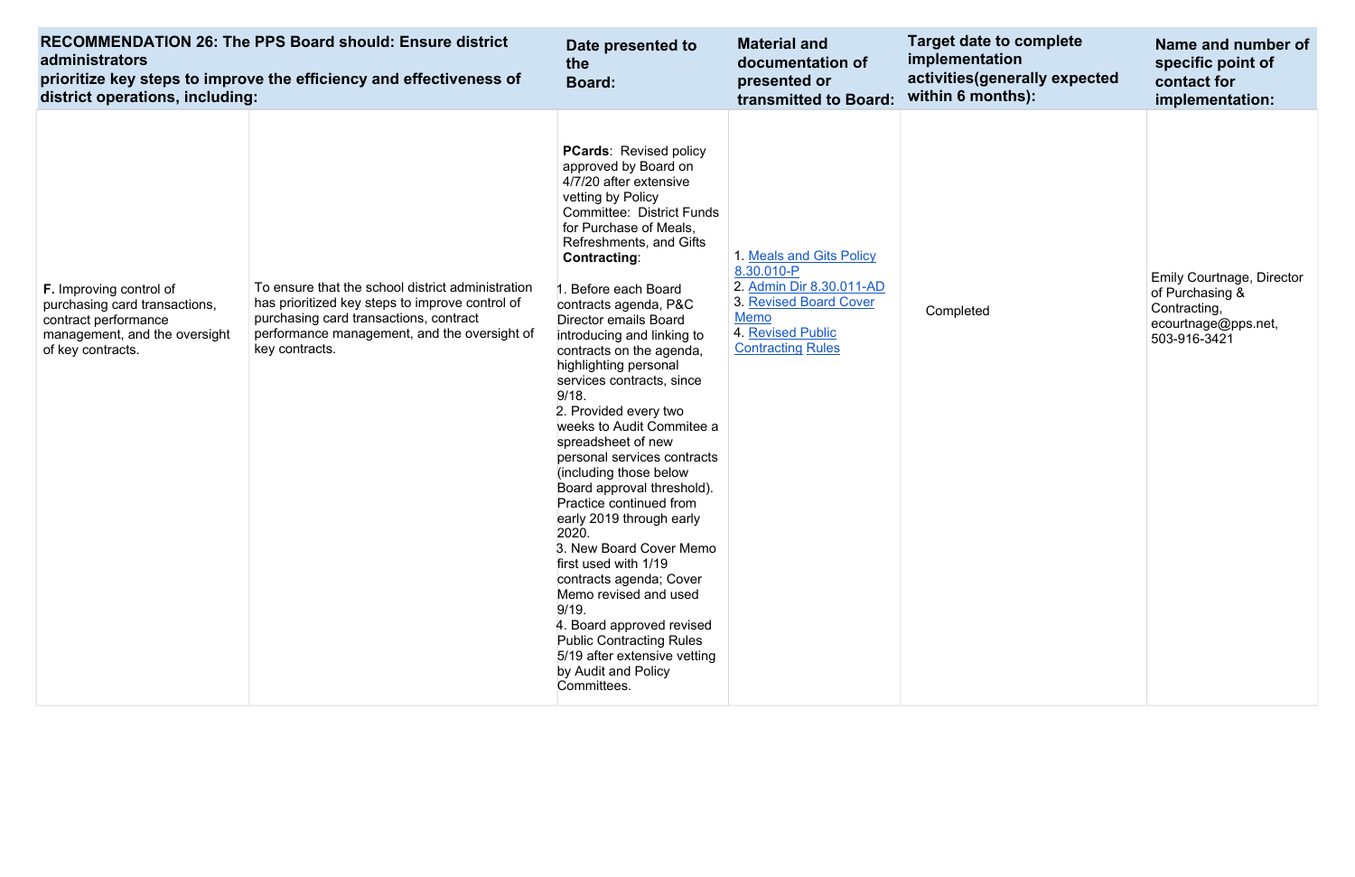| RECOMMENDATION 26: The PPS Board should: Ensure district administrators prioritize key steps to improve the efficiency and effectiveness of district operations, including: | | Date presented to the Board: | Material and documentation of presented or transmitted to Board: | Target date to complete implementation activities(generally expected within 6 months): | Name and number of specific point of contact for implementation: |
|---|---|---|---|---|---|
| **F.** Improving control of purchasing card transactions, contract performance management, and the oversight of key contracts. | To ensure that the school district administration has prioritized key steps to improve control of purchasing card transactions, contract performance management, and the oversight of key contracts. | **PCards**: Revised policy approved by Board on 4/7/20 after extensive vetting by Policy Committee: District Funds for Purchase of Meals, Refreshments, and Gifts<br>**Contracting**:<br>1. Before each Board contracts agenda, P&C Director emails Board introducing and linking to contracts on the agenda, highlighting personal services contracts, since 9/18.<br>2. Provided every two weeks to Audit Commitee a spreadsheet of new personal services contracts (including those below Board approval threshold). Practice continued from early 2019 through early 2020.<br>3. New Board Cover Memo first used with 1/19 contracts agenda; Cover Memo revised and used 9/19.<br>4. Board approved revised Public Contracting Rules 5/19 after extensive vetting by Audit and Policy Committees. | 1. Meals and Gits Policy 8.30.010-P<br>2. Admin Dir 8.30.011-AD<br>3. Revised Board Cover Memo<br>4. Revised Public Contracting Rules | Completed | Emily Courtnage, Director of Purchasing & Contracting, ecourtnage@pps.net, 503-916-3421 |